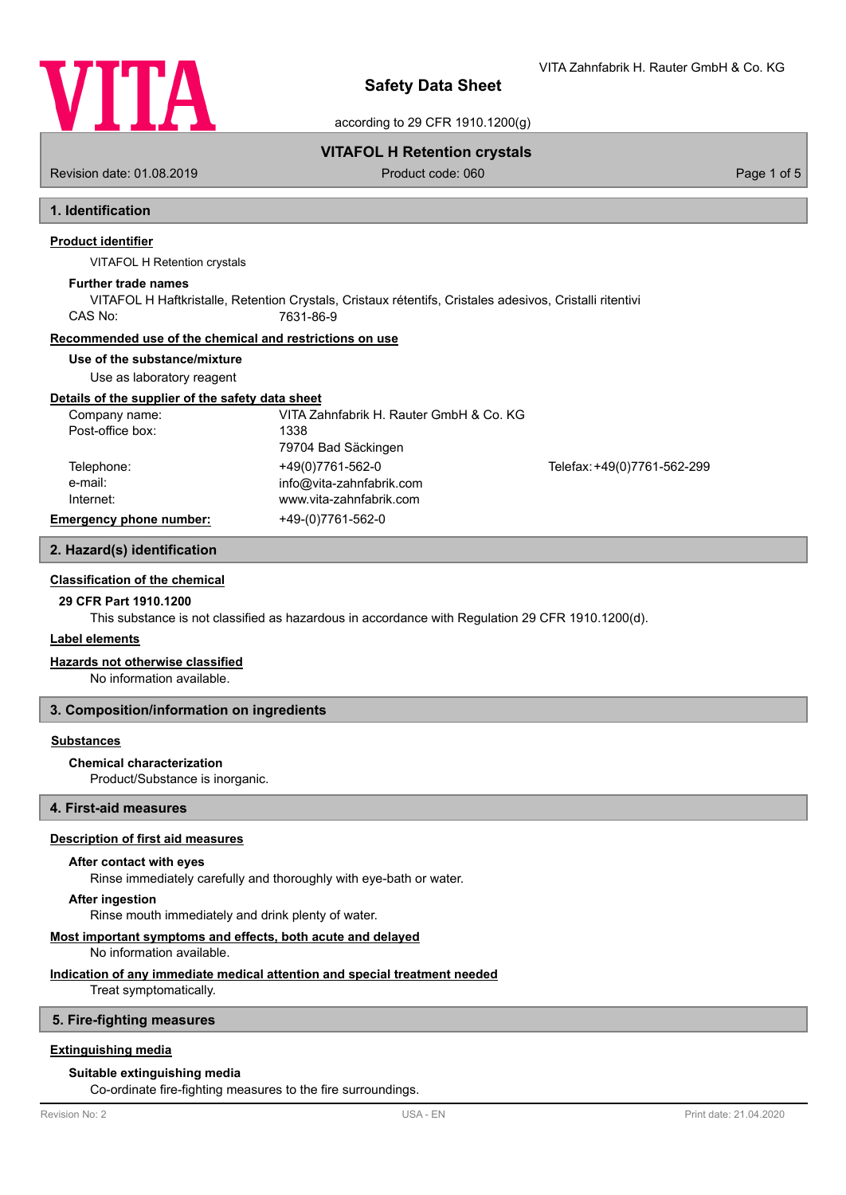# Safety Data Sheet

according to 29 CFR 1910.1200(g)

VITA Zahnfabrik H. Rauter GmbH & Co. KG

**VITAFOL H Retention crystals**

Revision date: 01.08.2019 | Product code: 060

## 1. Identification

### Product identifier

VITAFOL H Retention crystals

**Further trade names**

VITAFOL H Haftkristalle, Retention Crystals, Cristaux rétentifs, Cristales adesivos, Cristalli ritentivi

CAS No: 7631-86-9

### Recommended use of the chemical and restrictions on use

**Use of the substance/mixture**

Use as laboratory reagent

### Details of the supplier of the safety data sheet

| | | |
|---|---|---|
| Company name: | VITA Zahnfabrik H. Rauter GmbH & Co. KG | |
| Post-office box: | 1338 | |
| | 79704 Bad Säckingen | |
| Telephone: | +49(0)7761-562-0 | Telefax: +49(0)7761-562-299 |
| e-mail: | info@vita-zahnfabrik.com | |
| Internet: | www.vita-zahnfabrik.com | |

**Emergency phone number:** +49-(0)7761-562-0

## 2. Hazard(s) identification

### Classification of the chemical

**29 CFR Part 1910.1200**

This substance is not classified as hazardous in accordance with Regulation 29 CFR 1910.1200(d).

### Label elements

### Hazards not otherwise classified

No information available.

## 3. Composition/information on ingredients

### Substances

**Chemical characterization**

Product/Substance is inorganic.

## 4. First-aid measures

### Description of first aid measures

**After contact with eyes**

Rinse immediately carefully and thoroughly with eye-bath or water.

**After ingestion**

Rinse mouth immediately and drink plenty of water.

### Most important symptoms and effects, both acute and delayed

No information available.

### Indication of any immediate medical attention and special treatment needed

Treat symptomatically.

## 5. Fire-fighting measures

### Extinguishing media

**Suitable extinguishing media**

Co-ordinate fire-fighting measures to the fire surroundings.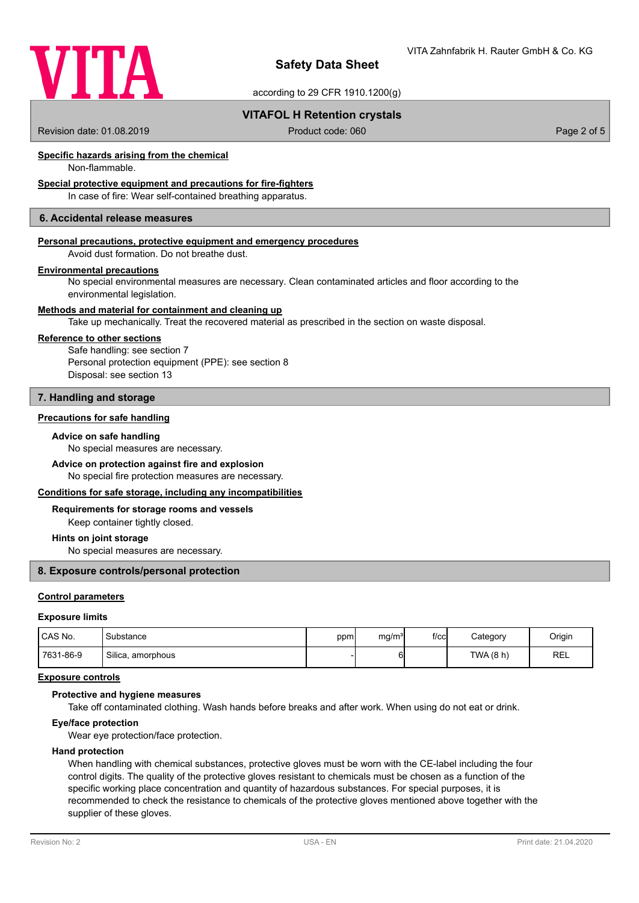### Specific hazards arising from the chemical

Non-flammable.

### Special protective equipment and precautions for fire-fighters

In case of fire: Wear self-contained breathing apparatus.

## 6. Accidental release measures

### Personal precautions, protective equipment and emergency procedures

Avoid dust formation. Do not breathe dust.

### Environmental precautions

No special environmental measures are necessary. Clean contaminated articles and floor according to the environmental legislation.

### Methods and material for containment and cleaning up

Take up mechanically. Treat the recovered material as prescribed in the section on waste disposal.

### Reference to other sections

Safe handling: see section 7
Personal protection equipment (PPE): see section 8
Disposal: see section 13

## 7. Handling and storage

### Precautions for safe handling

**Advice on safe handling**

No special measures are necessary.

**Advice on protection against fire and explosion**

No special fire protection measures are necessary.

### Conditions for safe storage, including any incompatibilities

**Requirements for storage rooms and vessels**

Keep container tightly closed.

**Hints on joint storage**

No special measures are necessary.

## 8. Exposure controls/personal protection

### Control parameters

**Exposure limits**

| CAS No. | Substance | ppm | mg/m³ | f/cc | Category | Origin |
|---|---|---|---|---|---|---|
| 7631-86-9 | Silica, amorphous | - | 6 | | TWA (8 h) | REL |

### Exposure controls

**Protective and hygiene measures**

Take off contaminated clothing. Wash hands before breaks and after work. When using do not eat or drink.

**Eye/face protection**

Wear eye protection/face protection.

**Hand protection**

When handling with chemical substances, protective gloves must be worn with the CE-label including the four control digits. The quality of the protective gloves resistant to chemicals must be chosen as a function of the specific working place concentration and quantity of hazardous substances. For special purposes, it is recommended to check the resistance to chemicals of the protective gloves mentioned above together with the supplier of these gloves.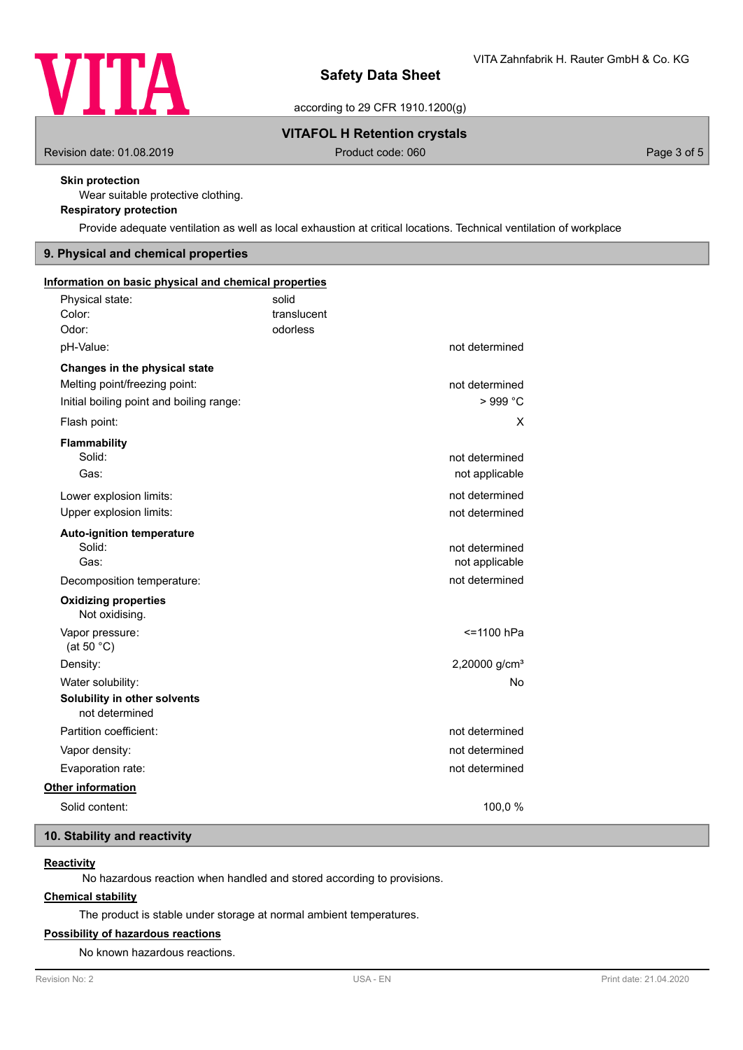**Skin protection**

Wear suitable protective clothing.

**Respiratory protection**

Provide adequate ventilation as well as local exhaustion at critical locations. Technical ventilation of workplace

## 9. Physical and chemical properties

**Information on basic physical and chemical properties**

| | | |
|---|---|---|
| Physical state: | solid | |
| Color: | translucent | |
| Odor: | odorless | |
| pH-Value: | | not determined |
| **Changes in the physical state** | | |
| Melting point/freezing point: | | not determined |
| Initial boiling point and boiling range: | | > 999 °C |
| Flash point: | | X |
| **Flammability** | | |
| Solid: | | not determined |
| Gas: | | not applicable |
| Lower explosion limits: | | not determined |
| Upper explosion limits: | | not determined |
| **Auto-ignition temperature** | | |
| Solid: | | not determined |
| Gas: | | not applicable |
| Decomposition temperature: | | not determined |
| **Oxidizing properties** | | |
| Not oxidising. | | |
| Vapor pressure: (at 50 °C) | | <=1100 hPa |
| Density: | | 2,20000 g/cm³ |
| Water solubility: | | No |
| **Solubility in other solvents** | | |
| not determined | | |
| Partition coefficient: | | not determined |
| Vapor density: | | not determined |
| Evaporation rate: | | not determined |

**Other information**

| | |
|---|---|
| Solid content: | 100,0 % |

## 10. Stability and reactivity

**Reactivity**

No hazardous reaction when handled and stored according to provisions.

**Chemical stability**

The product is stable under storage at normal ambient temperatures.

**Possibility of hazardous reactions**

No known hazardous reactions.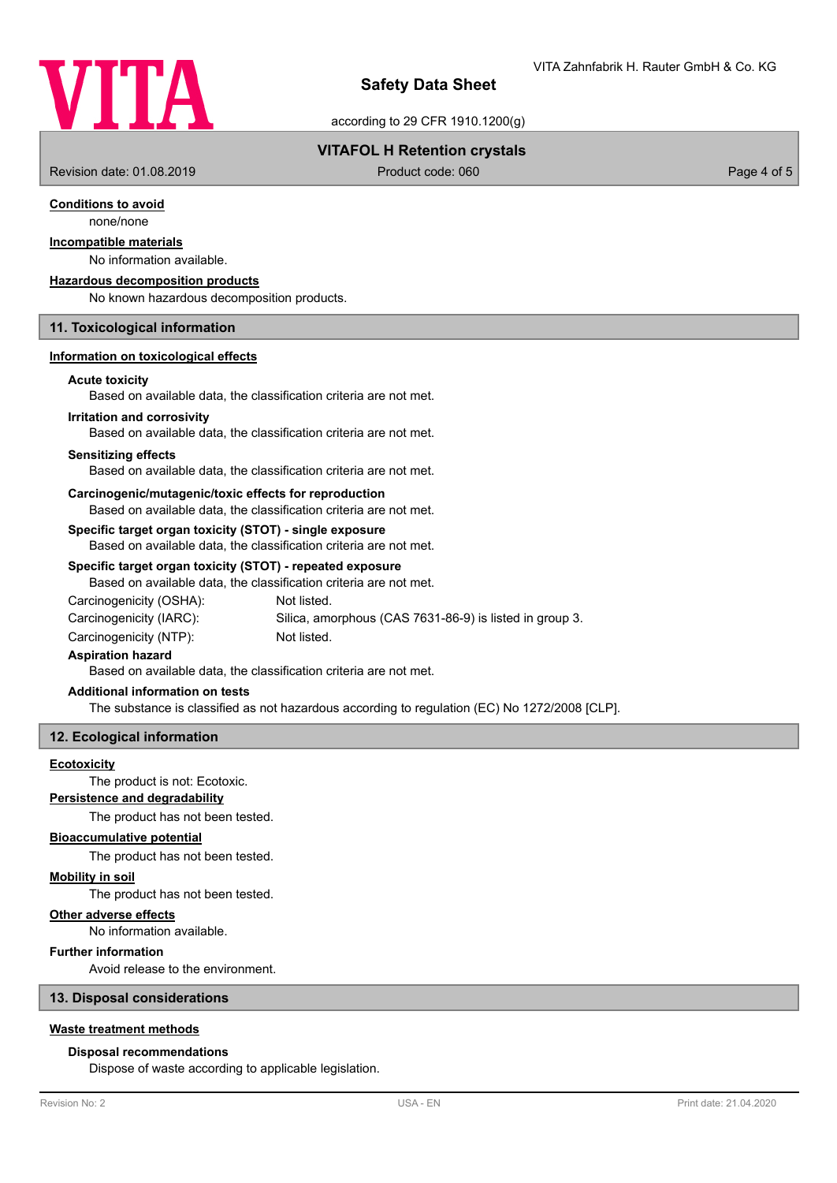**Conditions to avoid**

none/none

**Incompatible materials**

No information available.

**Hazardous decomposition products**

No known hazardous decomposition products.

## 11. Toxicological information

**Information on toxicological effects**

**Acute toxicity**

Based on available data, the classification criteria are not met.

**Irritation and corrosivity**

Based on available data, the classification criteria are not met.

**Sensitizing effects**

Based on available data, the classification criteria are not met.

**Carcinogenic/mutagenic/toxic effects for reproduction**

Based on available data, the classification criteria are not met.

**Specific target organ toxicity (STOT) - single exposure**

Based on available data, the classification criteria are not met.

**Specific target organ toxicity (STOT) - repeated exposure**

Based on available data, the classification criteria are not met.

| | |
|---|---|
| Carcinogenicity (OSHA): | Not listed. |
| Carcinogenicity (IARC): | Silica, amorphous (CAS 7631-86-9) is listed in group 3. |
| Carcinogenicity (NTP): | Not listed. |

**Aspiration hazard**

Based on available data, the classification criteria are not met.

**Additional information on tests**

The substance is classified as not hazardous according to regulation (EC) No 1272/2008 [CLP].

## 12. Ecological information

**Ecotoxicity**

The product is not: Ecotoxic.

**Persistence and degradability**

The product has not been tested.

**Bioaccumulative potential**

The product has not been tested.

**Mobility in soil**

The product has not been tested.

**Other adverse effects**

No information available.

**Further information**

Avoid release to the environment.

## 13. Disposal considerations

**Waste treatment methods**

**Disposal recommendations**

Dispose of waste according to applicable legislation.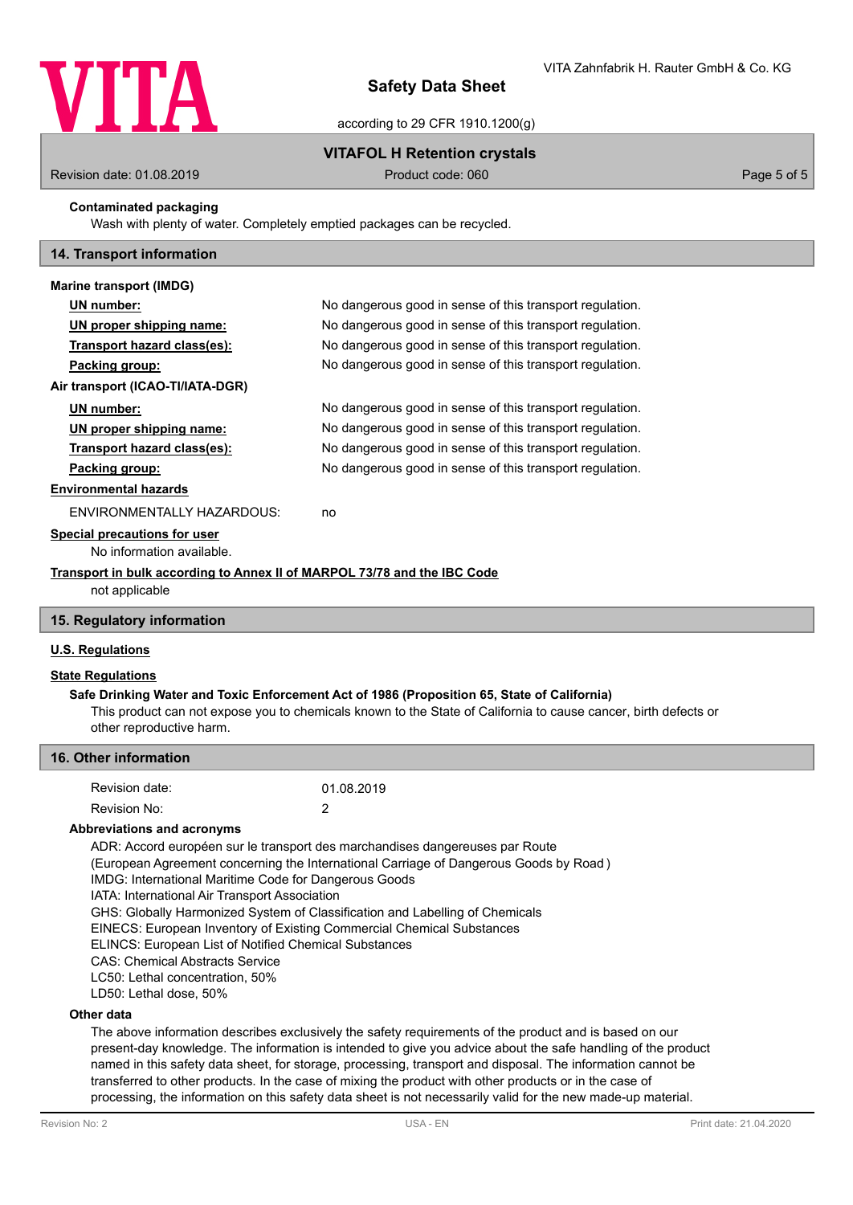**Contaminated packaging**

Wash with plenty of water. Completely emptied packages can be recycled.

## 14. Transport information

**Marine transport (IMDG)**

| | |
|---|---|
| **UN number:** | No dangerous good in sense of this transport regulation. |
| **UN proper shipping name:** | No dangerous good in sense of this transport regulation. |
| **Transport hazard class(es):** | No dangerous good in sense of this transport regulation. |
| **Packing group:** | No dangerous good in sense of this transport regulation. |

**Air transport (ICAO-TI/IATA-DGR)**

| | |
|---|---|
| **UN number:** | No dangerous good in sense of this transport regulation. |
| **UN proper shipping name:** | No dangerous good in sense of this transport regulation. |
| **Transport hazard class(es):** | No dangerous good in sense of this transport regulation. |
| **Packing group:** | No dangerous good in sense of this transport regulation. |

**Environmental hazards**

ENVIRONMENTALLY HAZARDOUS: no

**Special precautions for user**

No information available.

**Transport in bulk according to Annex II of MARPOL 73/78 and the IBC Code**

not applicable

## 15. Regulatory information

**U.S. Regulations**

**State Regulations**

**Safe Drinking Water and Toxic Enforcement Act of 1986 (Proposition 65, State of California)**

This product can not expose you to chemicals known to the State of California to cause cancer, birth defects or other reproductive harm.

## 16. Other information

| | |
|---|---|
| Revision date: | 01.08.2019 |
| Revision No: | 2 |

**Abbreviations and acronyms**

ADR: Accord européen sur le transport des marchandises dangereuses par Route
(European Agreement concerning the International Carriage of Dangerous Goods by Road )
IMDG: International Maritime Code for Dangerous Goods
IATA: International Air Transport Association
GHS: Globally Harmonized System of Classification and Labelling of Chemicals
EINECS: European Inventory of Existing Commercial Chemical Substances
ELINCS: European List of Notified Chemical Substances
CAS: Chemical Abstracts Service
LC50: Lethal concentration, 50%
LD50: Lethal dose, 50%

**Other data**

The above information describes exclusively the safety requirements of the product and is based on our present-day knowledge. The information is intended to give you advice about the safe handling of the product named in this safety data sheet, for storage, processing, transport and disposal. The information cannot be transferred to other products. In the case of mixing the product with other products or in the case of processing, the information on this safety data sheet is not necessarily valid for the new made-up material.